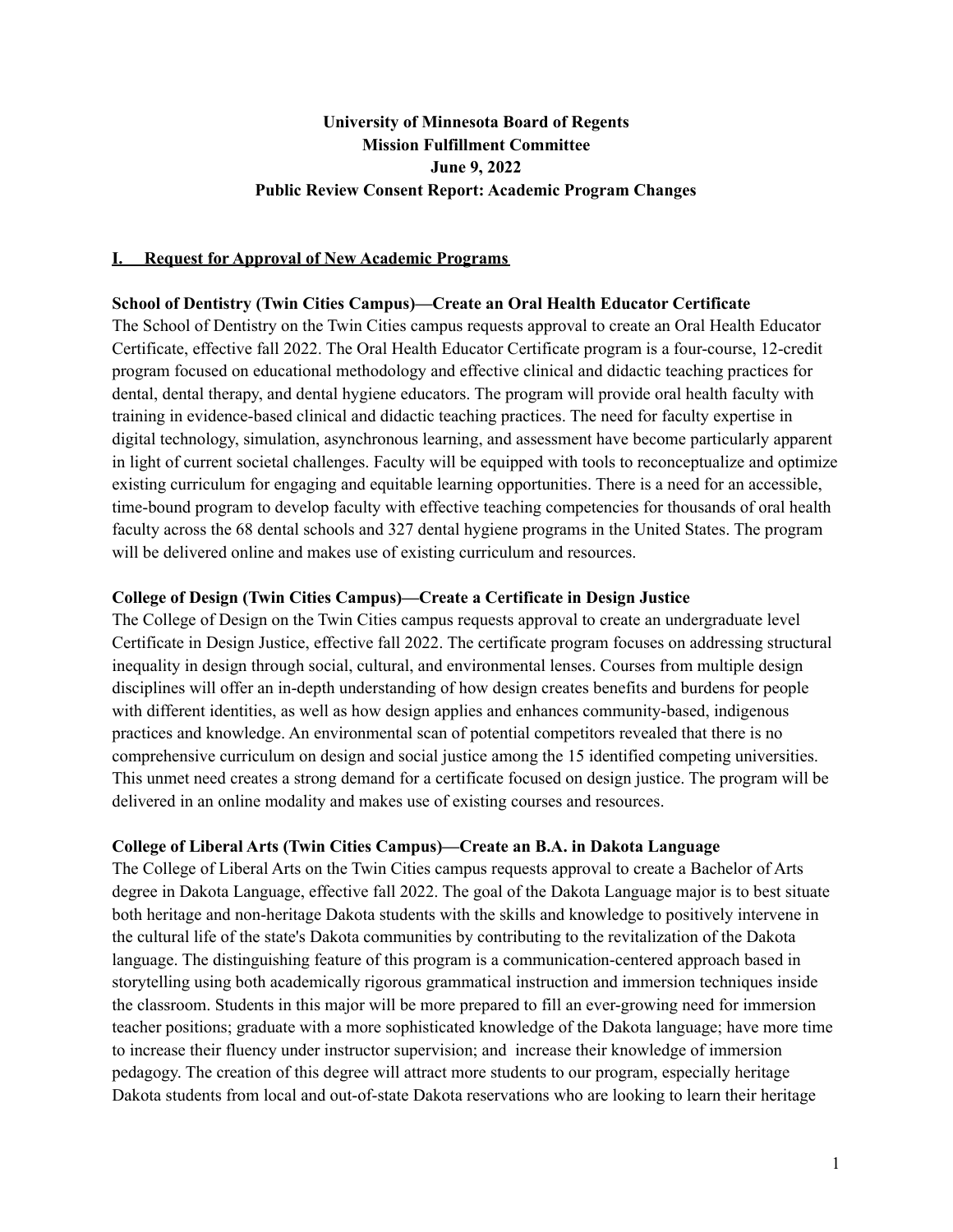**University of Minnesota Board of Regents**
**Mission Fulfillment Committee**
**June 9, 2022**
**Public Review Consent Report: Academic Program Changes**

## I. Request for Approval of New Academic Programs

**School of Dentistry (Twin Cities Campus)—Create an Oral Health Educator Certificate**

The School of Dentistry on the Twin Cities campus requests approval to create an Oral Health Educator Certificate, effective fall 2022. The Oral Health Educator Certificate program is a four-course, 12-credit program focused on educational methodology and effective clinical and didactic teaching practices for dental, dental therapy, and dental hygiene educators. The program will provide oral health faculty with training in evidence-based clinical and didactic teaching practices. The need for faculty expertise in digital technology, simulation, asynchronous learning, and assessment have become particularly apparent in light of current societal challenges. Faculty will be equipped with tools to reconceptualize and optimize existing curriculum for engaging and equitable learning opportunities. There is a need for an accessible, time-bound program to develop faculty with effective teaching competencies for thousands of oral health faculty across the 68 dental schools and 327 dental hygiene programs in the United States. The program will be delivered online and makes use of existing curriculum and resources.

**College of Design (Twin Cities Campus)—Create a Certificate in Design Justice**

The College of Design on the Twin Cities campus requests approval to create an undergraduate level Certificate in Design Justice, effective fall 2022. The certificate program focuses on addressing structural inequality in design through social, cultural, and environmental lenses. Courses from multiple design disciplines will offer an in-depth understanding of how design creates benefits and burdens for people with different identities, as well as how design applies and enhances community-based, indigenous practices and knowledge. An environmental scan of potential competitors revealed that there is no comprehensive curriculum on design and social justice among the 15 identified competing universities. This unmet need creates a strong demand for a certificate focused on design justice. The program will be delivered in an online modality and makes use of existing courses and resources.

**College of Liberal Arts (Twin Cities Campus)—Create an B.A. in Dakota Language**

The College of Liberal Arts on the Twin Cities campus requests approval to create a Bachelor of Arts degree in Dakota Language, effective fall 2022. The goal of the Dakota Language major is to best situate both heritage and non-heritage Dakota students with the skills and knowledge to positively intervene in the cultural life of the state's Dakota communities by contributing to the revitalization of the Dakota language. The distinguishing feature of this program is a communication-centered approach based in storytelling using both academically rigorous grammatical instruction and immersion techniques inside the classroom. Students in this major will be more prepared to fill an ever-growing need for immersion teacher positions; graduate with a more sophisticated knowledge of the Dakota language; have more time to increase their fluency under instructor supervision; and increase their knowledge of immersion pedagogy. The creation of this degree will attract more students to our program, especially heritage Dakota students from local and out-of-state Dakota reservations who are looking to learn their heritage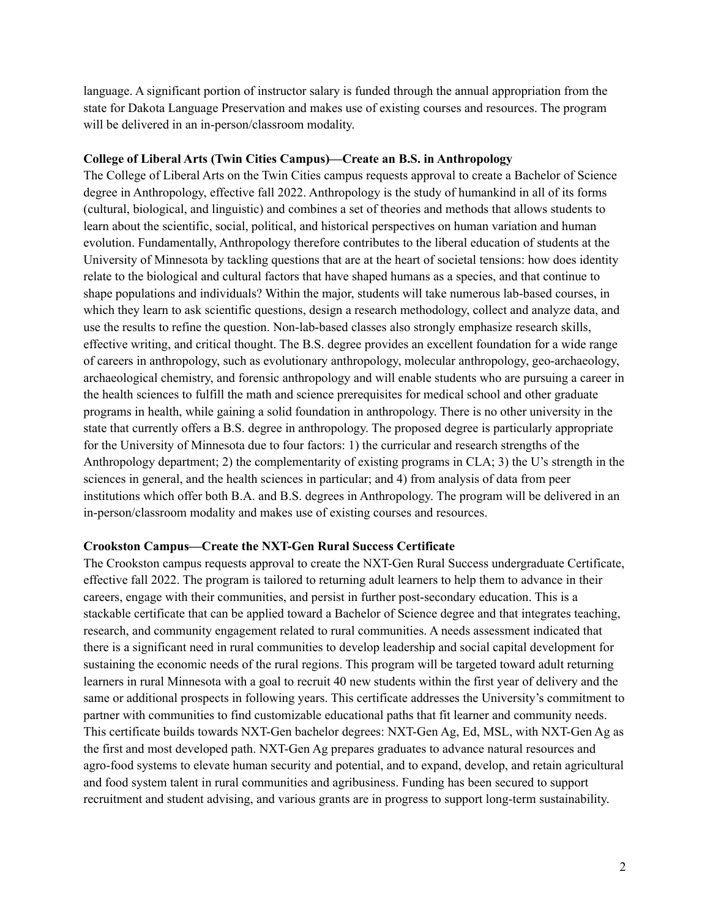language. A significant portion of instructor salary is funded through the annual appropriation from the state for Dakota Language Preservation and makes use of existing courses and resources. The program will be delivered in an in-person/classroom modality.

**College of Liberal Arts (Twin Cities Campus)—Create an B.S. in Anthropology**

The College of Liberal Arts on the Twin Cities campus requests approval to create a Bachelor of Science degree in Anthropology, effective fall 2022. Anthropology is the study of humankind in all of its forms (cultural, biological, and linguistic) and combines a set of theories and methods that allows students to learn about the scientific, social, political, and historical perspectives on human variation and human evolution. Fundamentally, Anthropology therefore contributes to the liberal education of students at the University of Minnesota by tackling questions that are at the heart of societal tensions: how does identity relate to the biological and cultural factors that have shaped humans as a species, and that continue to shape populations and individuals? Within the major, students will take numerous lab-based courses, in which they learn to ask scientific questions, design a research methodology, collect and analyze data, and use the results to refine the question. Non-lab-based classes also strongly emphasize research skills, effective writing, and critical thought. The B.S. degree provides an excellent foundation for a wide range of careers in anthropology, such as evolutionary anthropology, molecular anthropology, geo-archaeology, archaeological chemistry, and forensic anthropology and will enable students who are pursuing a career in the health sciences to fulfill the math and science prerequisites for medical school and other graduate programs in health, while gaining a solid foundation in anthropology. There is no other university in the state that currently offers a B.S. degree in anthropology. The proposed degree is particularly appropriate for the University of Minnesota due to four factors: 1) the curricular and research strengths of the Anthropology department; 2) the complementarity of existing programs in CLA; 3) the U's strength in the sciences in general, and the health sciences in particular; and 4) from analysis of data from peer institutions which offer both B.A. and B.S. degrees in Anthropology. The program will be delivered in an in-person/classroom modality and makes use of existing courses and resources.

**Crookston Campus—Create the NXT-Gen Rural Success Certificate**

The Crookston campus requests approval to create the NXT-Gen Rural Success undergraduate Certificate, effective fall 2022. The program is tailored to returning adult learners to help them to advance in their careers, engage with their communities, and persist in further post-secondary education. This is a stackable certificate that can be applied toward a Bachelor of Science degree and that integrates teaching, research, and community engagement related to rural communities. A needs assessment indicated that there is a significant need in rural communities to develop leadership and social capital development for sustaining the economic needs of the rural regions. This program will be targeted toward adult returning learners in rural Minnesota with a goal to recruit 40 new students within the first year of delivery and the same or additional prospects in following years. This certificate addresses the University's commitment to partner with communities to find customizable educational paths that fit learner and community needs. This certificate builds towards NXT-Gen bachelor degrees: NXT-Gen Ag, Ed, MSL, with NXT-Gen Ag as the first and most developed path. NXT-Gen Ag prepares graduates to advance natural resources and agro-food systems to elevate human security and potential, and to expand, develop, and retain agricultural and food system talent in rural communities and agribusiness. Funding has been secured to support recruitment and student advising, and various grants are in progress to support long-term sustainability.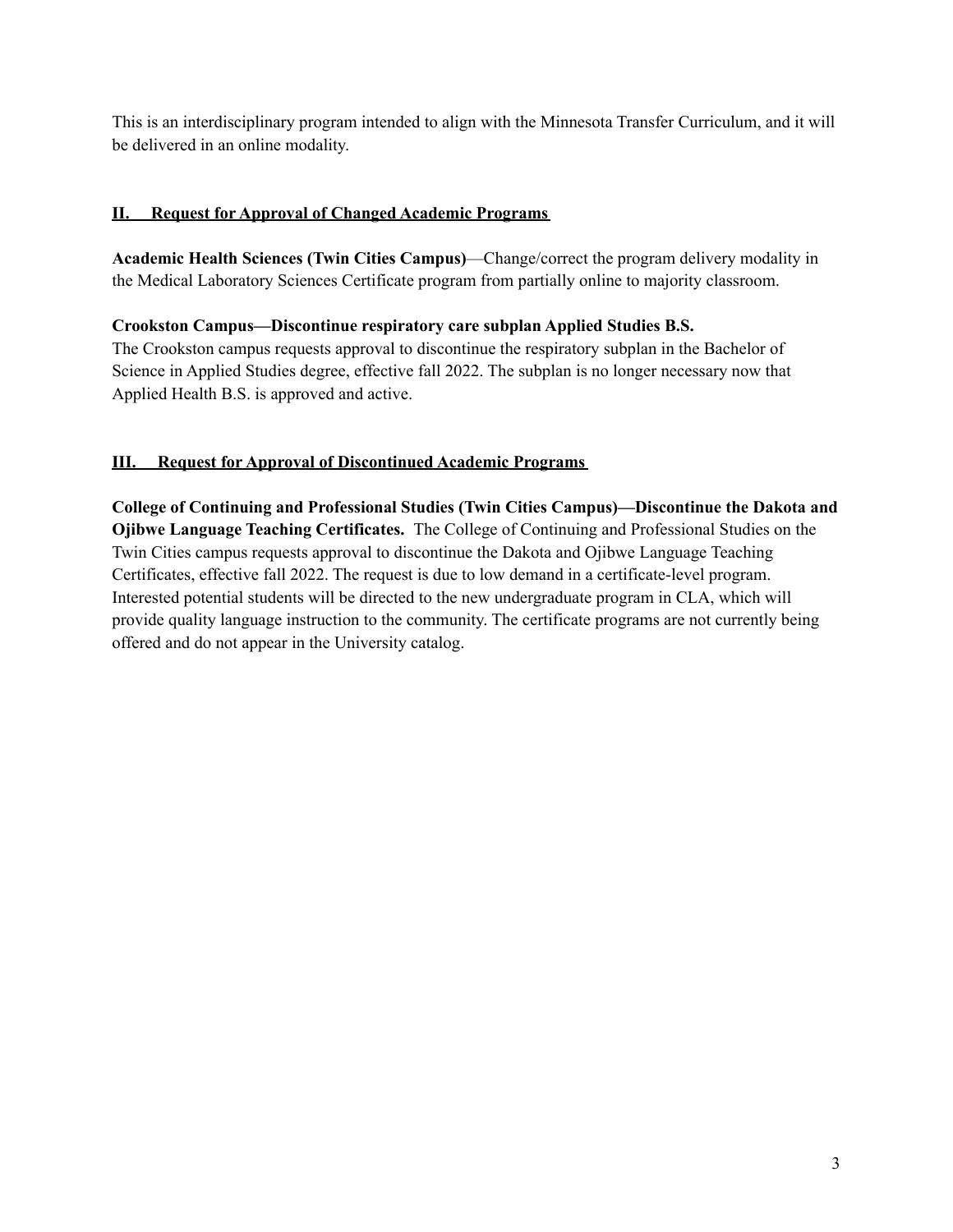This is an interdisciplinary program intended to align with the Minnesota Transfer Curriculum, and it will be delivered in an online modality.

## II. Request for Approval of Changed Academic Programs

**Academic Health Sciences (Twin Cities Campus)**—Change/correct the program delivery modality in the Medical Laboratory Sciences Certificate program from partially online to majority classroom.

**Crookston Campus—Discontinue respiratory care subplan Applied Studies B.S.**
The Crookston campus requests approval to discontinue the respiratory subplan in the Bachelor of Science in Applied Studies degree, effective fall 2022. The subplan is no longer necessary now that Applied Health B.S. is approved and active.

## III. Request for Approval of Discontinued Academic Programs

**College of Continuing and Professional Studies (Twin Cities Campus)—Discontinue the Dakota and Ojibwe Language Teaching Certificates.** The College of Continuing and Professional Studies on the Twin Cities campus requests approval to discontinue the Dakota and Ojibwe Language Teaching Certificates, effective fall 2022. The request is due to low demand in a certificate-level program. Interested potential students will be directed to the new undergraduate program in CLA, which will provide quality language instruction to the community. The certificate programs are not currently being offered and do not appear in the University catalog.